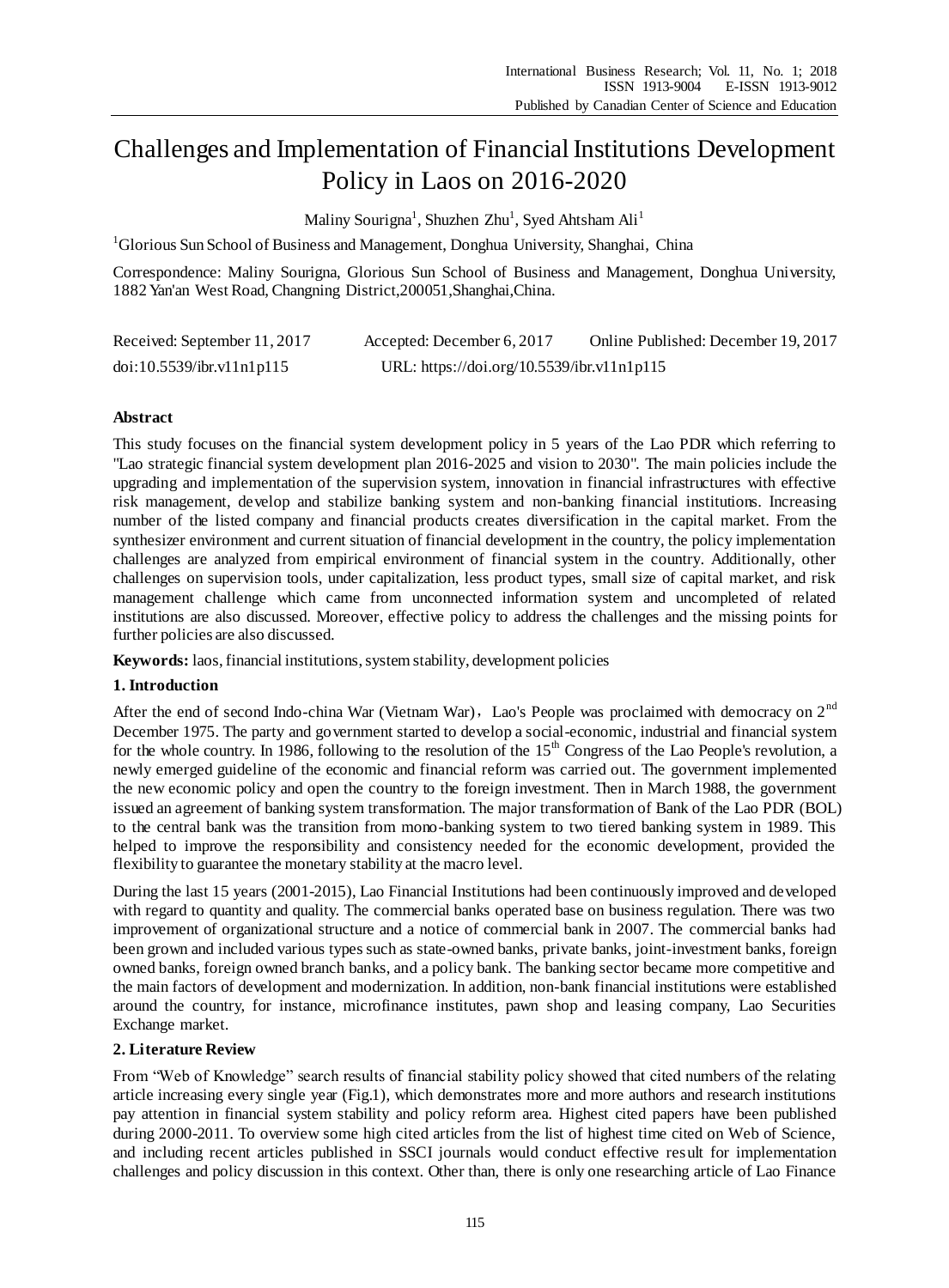# Challenges and Implementation of Financial Institutions Development Policy in Laos on 2016-2020

Maliny Sourigna[1], Shuzhen Zhu[1], Syed Ahtsham Ali[1]

[1]Glorious Sun School of Business and Management, Donghua University, Shanghai, China

Correspondence: Maliny Sourigna, Glorious Sun School of Business and Management, Donghua University, 1882 Yan'an West Road, Changning District, 200051, Shanghai, China.

Received: September 11, 2017 Accepted: December 6, 2017 Online Published: December 19, 2017

doi:10.5539/ibr.v11n1p115 URL: https://doi.org/10.5539/ibr.v11n1p115

## Abstract

This study focuses on the financial system development policy in 5 years of the Lao PDR which referring to "Lao strategic financial system development plan 2016-2025 and vision to 2030". The main policies include the upgrading and implementation of the supervision system, innovation in financial infrastructures with effective risk management, develop and stabilize banking system and non-banking financial institutions. Increasing number of the listed company and financial products creates diversification in the capital market. From the synthesizer environment and current situation of financial development in the country, the policy implementation challenges are analyzed from empirical environment of financial system in the country. Additionally, other challenges on supervision tools, under capitalization, less product types, small size of capital market, and risk management challenge which came from unconnected information system and uncompleted of related institutions are also discussed. Moreover, effective policy to address the challenges and the missing points for further policies are also discussed.

**Keywords:** laos, financial institutions, system stability, development policies

## 1. Introduction

After the end of second Indo-china War (Vietnam War), Lao's People was proclaimed with democracy on 2nd December 1975. The party and government started to develop a social-economic, industrial and financial system for the whole country. In 1986, following to the resolution of the 15th Congress of the Lao People's revolution, a newly emerged guideline of the economic and financial reform was carried out. The government implemented the new economic policy and open the country to the foreign investment. Then in March 1988, the government issued an agreement of banking system transformation. The major transformation of Bank of the Lao PDR (BOL) to the central bank was the transition from mono-banking system to two tiered banking system in 1989. This helped to improve the responsibility and consistency needed for the economic development, provided the flexibility to guarantee the monetary stability at the macro level.

During the last 15 years (2001-2015), Lao Financial Institutions had been continuously improved and developed with regard to quantity and quality. The commercial banks operated base on business regulation. There was two improvement of organizational structure and a notice of commercial bank in 2007. The commercial banks had been grown and included various types such as state-owned banks, private banks, joint-investment banks, foreign owned banks, foreign owned branch banks, and a policy bank. The banking sector became more competitive and the main factors of development and modernization. In addition, non-bank financial institutions were established around the country, for instance, microfinance institutes, pawn shop and leasing company, Lao Securities Exchange market.

## 2. Literature Review

From "Web of Knowledge" search results of financial stability policy showed that cited numbers of the relating article increasing every single year (Fig.1), which demonstrates more and more authors and research institutions pay attention in financial system stability and policy reform area. Highest cited papers have been published during 2000-2011. To overview some high cited articles from the list of highest time cited on Web of Science, and including recent articles published in SSCI journals would conduct effective result for implementation challenges and policy discussion in this context. Other than, there is only one researching article of Lao Finance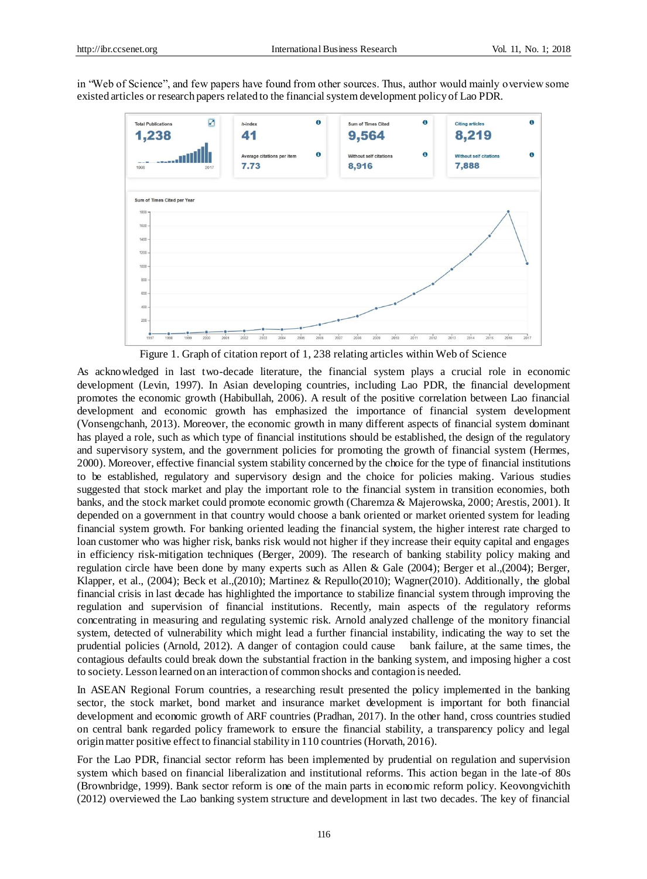in "Web of Science", and few papers have found from other sources. Thus, author would mainly overview some existed articles or research papers related to the financial system development policy of Lao PDR.

Figure 1. Graph of citation report of 1, 238 relating articles within Web of Science

As acknowledged in last two-decade literature, the financial system plays a crucial role in economic development (Levin, 1997). In Asian developing countries, including Lao PDR, the financial development promotes the economic growth (Habibullah, 2006). A result of the positive correlation between Lao financial development and economic growth has emphasized the importance of financial system development (Vonsengchanh, 2013). Moreover, the economic growth in many different aspects of financial system dominant has played a role, such as which type of financial institutions should be established, the design of the regulatory and supervisory system, and the government policies for promoting the growth of financial system (Hermes, 2000). Moreover, effective financial system stability concerned by the choice for the type of financial institutions to be established, regulatory and supervisory design and the choice for policies making. Various studies suggested that stock market and play the important role to the financial system in transition economies, both banks, and the stock market could promote economic growth (Charemza & Majerowska, 2000; Arestis, 2001). It depended on a government in that country would choose a bank oriented or market oriented system for leading financial system growth. For banking oriented leading the financial system, the higher interest rate charged to loan customer who was higher risk, banks risk would not higher if they increase their equity capital and engages in efficiency risk-mitigation techniques (Berger, 2009). The research of banking stability policy making and regulation circle have been done by many experts such as Allen & Gale (2004); Berger et al.,(2004); Berger, Klapper, et al., (2004); Beck et al.,(2010); Martinez & Repullo(2010); Wagner(2010). Additionally, the global financial crisis in last decade has highlighted the importance to stabilize financial system through improving the regulation and supervision of financial institutions. Recently, main aspects of the regulatory reforms concentrating in measuring and regulating systemic risk. Arnold analyzed challenge of the monitory financial system, detected of vulnerability which might lead a further financial instability, indicating the way to set the prudential policies (Arnold, 2012). A danger of contagion could cause bank failure, at the same times, the contagious defaults could break down the substantial fraction in the banking system, and imposing higher a cost to society. Lesson learned on an interaction of common shocks and contagion is needed.

In ASEAN Regional Forum countries, a researching result presented the policy implemented in the banking sector, the stock market, bond market and insurance market development is important for both financial development and economic growth of ARF countries (Pradhan, 2017). In the other hand, cross countries studied on central bank regarded policy framework to ensure the financial stability, a transparency policy and legal origin matter positive effect to financial stability in 110 countries (Horvath, 2016).

For the Lao PDR, financial sector reform has been implemented by prudential on regulation and supervision system which based on financial liberalization and institutional reforms. This action began in the late-of 80s (Brownbridge, 1999). Bank sector reform is one of the main parts in economic reform policy. Keovongvichith (2012) overviewed the Lao banking system structure and development in last two decades. The key of financial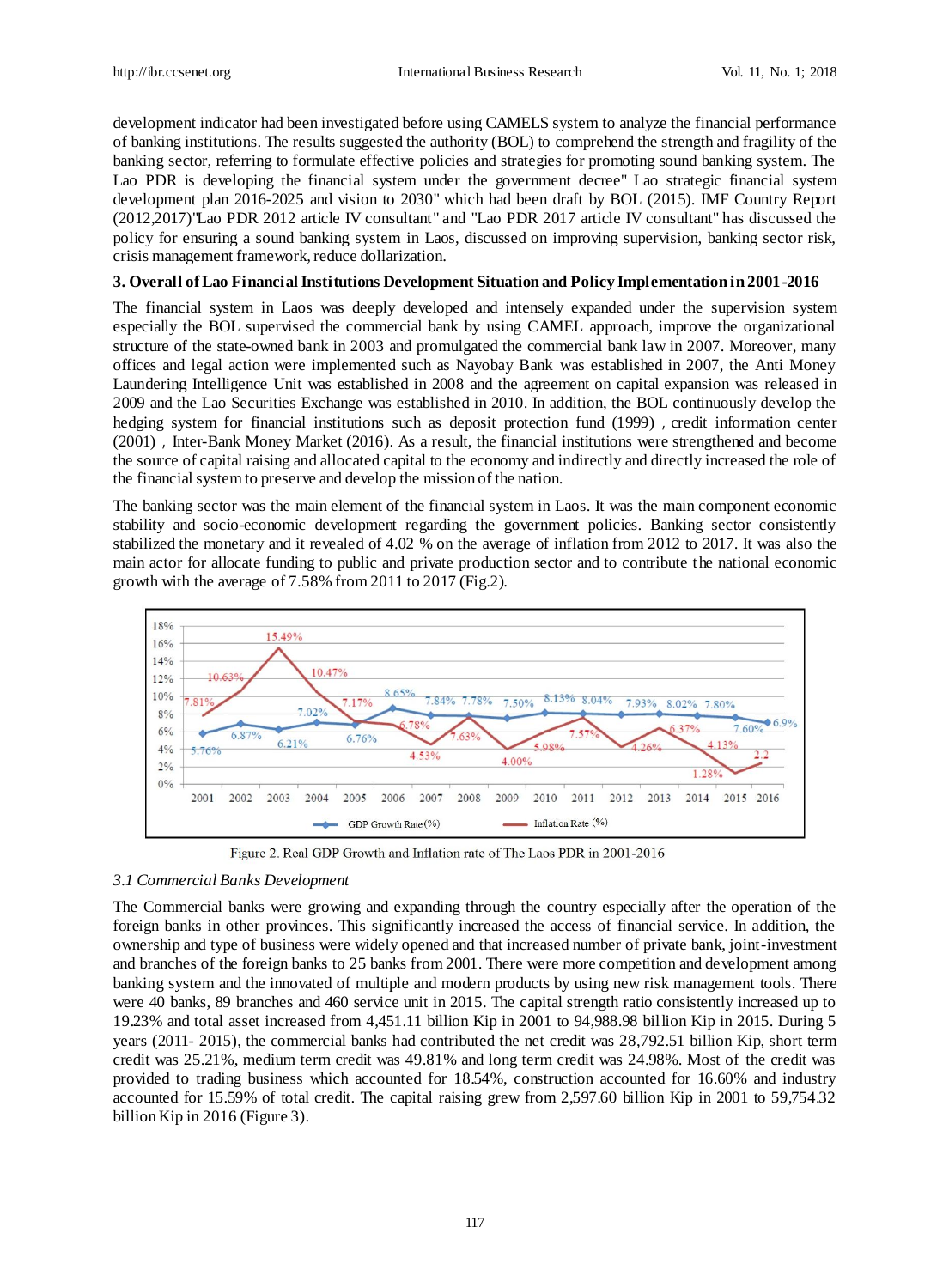development indicator had been investigated before using CAMELS system to analyze the financial performance of banking institutions. The results suggested the authority (BOL) to comprehend the strength and fragility of the banking sector, referring to formulate effective policies and strategies for promoting sound banking system. The Lao PDR is developing the financial system under the government decree" Lao strategic financial system development plan 2016-2025 and vision to 2030" which had been draft by BOL (2015). IMF Country Report (2012,2017)"Lao PDR 2012 article IV consultant" and "Lao PDR 2017 article IV consultant" has discussed the policy for ensuring a sound banking system in Laos, discussed on improving supervision, banking sector risk, crisis management framework, reduce dollarization.

## 3. Overall of Lao Financial Institutions Development Situation and Policy Implementation in 2001-2016

The financial system in Laos was deeply developed and intensely expanded under the supervision system especially the BOL supervised the commercial bank by using CAMEL approach, improve the organizational structure of the state-owned bank in 2003 and promulgated the commercial bank law in 2007. Moreover, many offices and legal action were implemented such as Nayobay Bank was established in 2007, the Anti Money Laundering Intelligence Unit was established in 2008 and the agreement on capital expansion was released in 2009 and the Lao Securities Exchange was established in 2010. In addition, the BOL continuously develop the hedging system for financial institutions such as deposit protection fund (1999) , credit information center (2001) , Inter-Bank Money Market (2016). As a result, the financial institutions were strengthened and become the source of capital raising and allocated capital to the economy and indirectly and directly increased the role of the financial system to preserve and develop the mission of the nation.

The banking sector was the main element of the financial system in Laos. It was the main component economic stability and socio-economic development regarding the government policies. Banking sector consistently stabilized the monetary and it revealed of 4.02 % on the average of inflation from 2012 to 2017. It was also the main actor for allocate funding to public and private production sector and to contribute the national economic growth with the average of 7.58% from 2011 to 2017 (Fig.2).

| Year | GDP Growth Rate (%) | Inflation Rate (%) |
|---|---|---|
| 2001 | 5.76% | 7.81% |
| 2002 | 6.87% | 10.63% |
| 2003 | 6.21% | 15.49% |
| 2004 | 7.02% | 10.47% |
| 2005 | 6.76% | 7.17% |
| 2006 | 8.65% | 6.78% |
| 2007 | 7.84% | 4.53% |
| 2008 | 7.78% | 7.63% |
| 2009 | 7.50% | 4.00% |
| 2010 | 8.13% | 5.98% |
| 2011 | 8.04% | 7.57% |
| 2012 | 7.93% | 4.26% |
| 2013 | 8.02% | 6.37% |
| 2014 | 7.80% | 4.13% |
| 2015 | 7.60% | 1.28% |
| 2016 | 6.9% | 2.2 |

Figure 2. Real GDP Growth and Inflation rate of The Laos PDR in 2001-2016

### *3.1 Commercial Banks Development*

The Commercial banks were growing and expanding through the country especially after the operation of the foreign banks in other provinces. This significantly increased the access of financial service. In addition, the ownership and type of business were widely opened and that increased number of private bank, joint-investment and branches of the foreign banks to 25 banks from 2001. There were more competition and development among banking system and the innovated of multiple and modern products by using new risk management tools. There were 40 banks, 89 branches and 460 service unit in 2015. The capital strength ratio consistently increased up to 19.23% and total asset increased from 4,451.11 billion Kip in 2001 to 94,988.98 billion Kip in 2015. During 5 years (2011- 2015), the commercial banks had contributed the net credit was 28,792.51 billion Kip, short term credit was 25.21%, medium term credit was 49.81% and long term credit was 24.98%. Most of the credit was provided to trading business which accounted for 18.54%, construction accounted for 16.60% and industry accounted for 15.59% of total credit. The capital raising grew from 2,597.60 billion Kip in 2001 to 59,754.32 billion Kip in 2016 (Figure 3).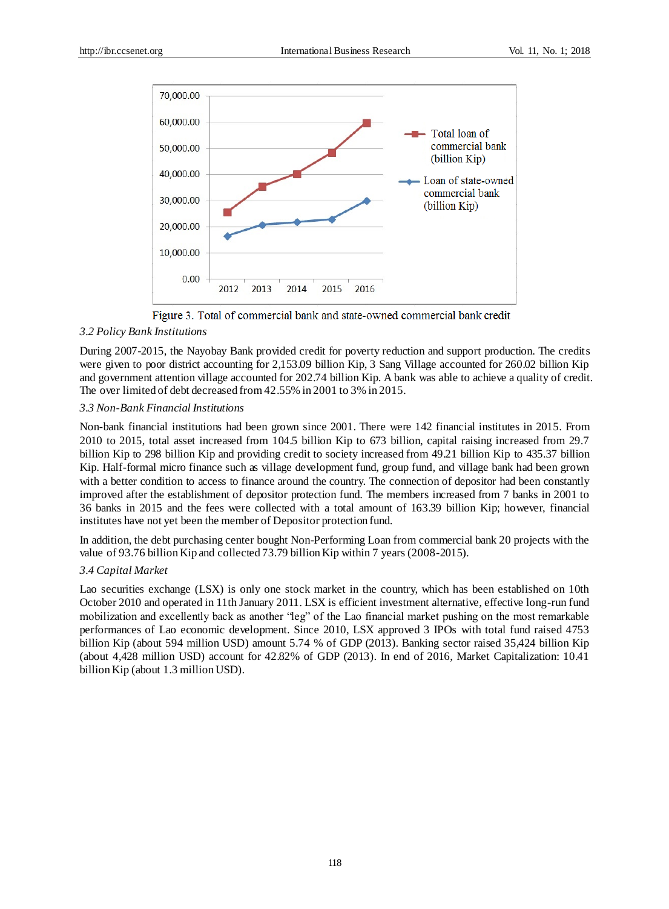Figure 3. Total of commercial bank and state-owned commercial bank credit

*3.2 Policy Bank Institutions*

During 2007-2015, the Nayobay Bank provided credit for poverty reduction and support production. The credits were given to poor district accounting for 2,153.09 billion Kip, 3 Sang Village accounted for 260.02 billion Kip and government attention village accounted for 202.74 billion Kip. A bank was able to achieve a quality of credit. The over limited of debt decreased from 42.55% in 2001 to 3% in 2015.

*3.3 Non-Bank Financial Institutions*

Non-bank financial institutions had been grown since 2001. There were 142 financial institutes in 2015. From 2010 to 2015, total asset increased from 104.5 billion Kip to 673 billion, capital raising increased from 29.7 billion Kip to 298 billion Kip and providing credit to society increased from 49.21 billion Kip to 435.37 billion Kip. Half-formal micro finance such as village development fund, group fund, and village bank had been grown with a better condition to access to finance around the country. The connection of depositor had been constantly improved after the establishment of depositor protection fund. The members increased from 7 banks in 2001 to 36 banks in 2015 and the fees were collected with a total amount of 163.39 billion Kip; however, financial institutes have not yet been the member of Depositor protection fund.

In addition, the debt purchasing center bought Non-Performing Loan from commercial bank 20 projects with the value of 93.76 billion Kip and collected 73.79 billion Kip within 7 years (2008-2015).

*3.4 Capital Market*

Lao securities exchange (LSX) is only one stock market in the country, which has been established on 10th October 2010 and operated in 11th January 2011. LSX is efficient investment alternative, effective long-run fund mobilization and excellently back as another "leg" of the Lao financial market pushing on the most remarkable performances of Lao economic development. Since 2010, LSX approved 3 IPOs with total fund raised 4753 billion Kip (about 594 million USD) amount 5.74 % of GDP (2013). Banking sector raised 35,424 billion Kip (about 4,428 million USD) account for 42.82% of GDP (2013). In end of 2016, Market Capitalization: 10.41 billion Kip (about 1.3 million USD).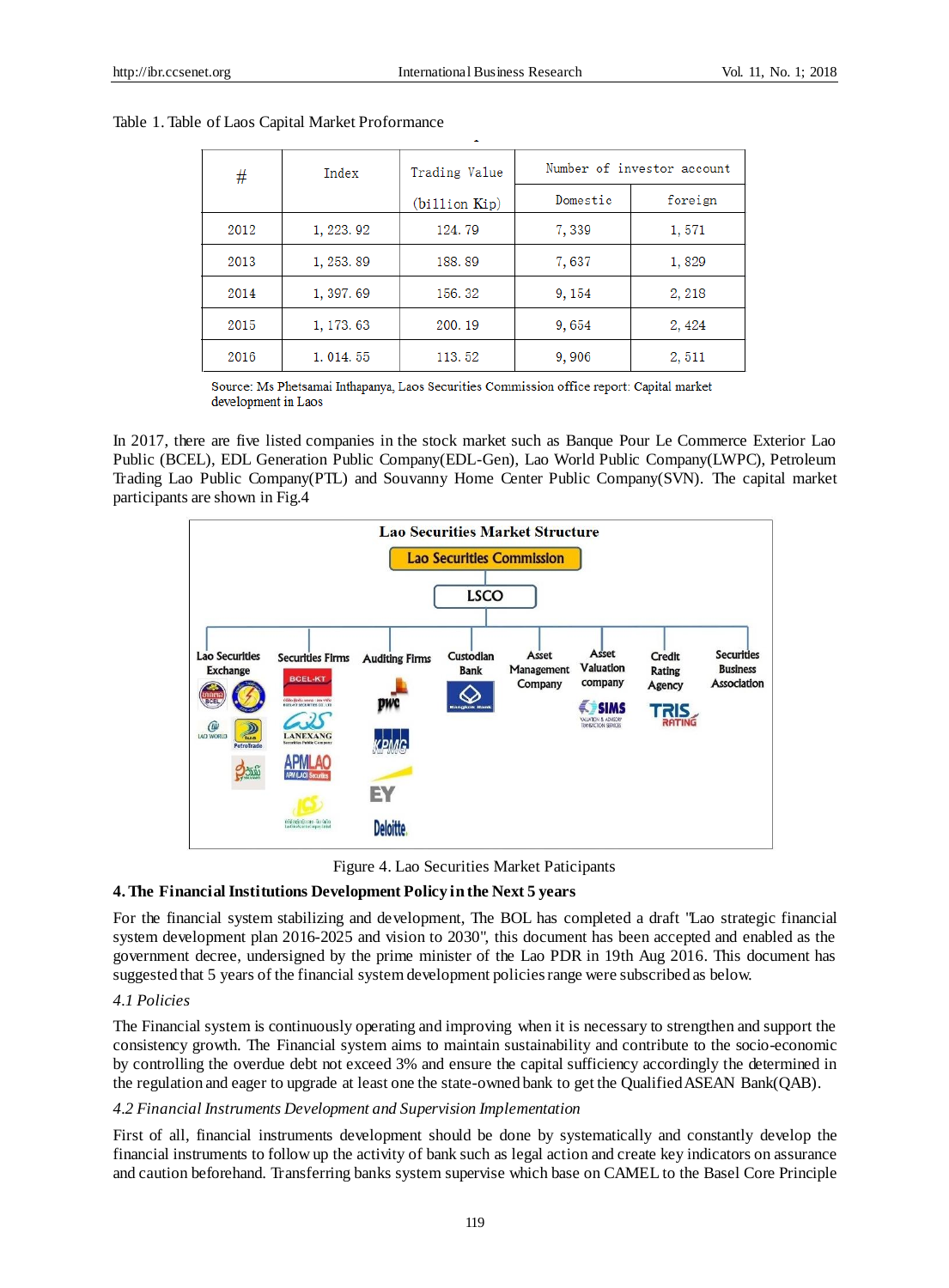Table 1. Table of Laos Capital Market Proformance

| # | Index | Trading Value (billion Kip) | Number of investor account | |
|---|---|---|---|---|
| | | | Domestic | foreign |
| 2012 | 1, 223. 92 | 124. 79 | 7, 339 | 1, 571 |
| 2013 | 1, 253. 89 | 188. 89 | 7, 637 | 1, 829 |
| 2014 | 1, 397. 69 | 156. 32 | 9, 154 | 2, 218 |
| 2015 | 1, 173. 63 | 200. 19 | 9, 654 | 2, 424 |
| 2016 | 1. 014. 55 | 113. 52 | 9, 906 | 2, 511 |

Source: Ms Phetsamai Inthapanya, Laos Securities Commission office report: Capital market development in Laos

In 2017, there are five listed companies in the stock market such as Banque Pour Le Commerce Exterior Lao Public (BCEL), EDL Generation Public Company(EDL-Gen), Lao World Public Company(LWPC), Petroleum Trading Lao Public Company(PTL) and Souvanny Home Center Public Company(SVN). The capital market participants are shown in Fig.4

Lao Securities Market Structure

Lao Securities Commission

LSCO

Lao Securities Exchange | Securities Firms | Auditing Firms | Custodian Bank | Asset Management Company | Asset Valuation company | Credit Rating Agency | Securities Business Association

Figure 4. Lao Securities Market Paticipants

## 4. The Financial Institutions Development Policy in the Next 5 years

For the financial system stabilizing and development, The BOL has completed a draft "Lao strategic financial system development plan 2016-2025 and vision to 2030", this document has been accepted and enabled as the government decree, undersigned by the prime minister of the Lao PDR in 19th Aug 2016. This document has suggested that 5 years of the financial system development policies range were subscribed as below.

### *4.1 Policies*

The Financial system is continuously operating and improving when it is necessary to strengthen and support the consistency growth. The Financial system aims to maintain sustainability and contribute to the socio-economic by controlling the overdue debt not exceed 3% and ensure the capital sufficiency accordingly the determined in the regulation and eager to upgrade at least one the state-owned bank to get the Qualified ASEAN Bank(QAB).

### *4.2 Financial Instruments Development and Supervision Implementation*

First of all, financial instruments development should be done by systematically and constantly develop the financial instruments to follow up the activity of bank such as legal action and create key indicators on assurance and caution beforehand. Transferring banks system supervise which base on CAMEL to the Basel Core Principle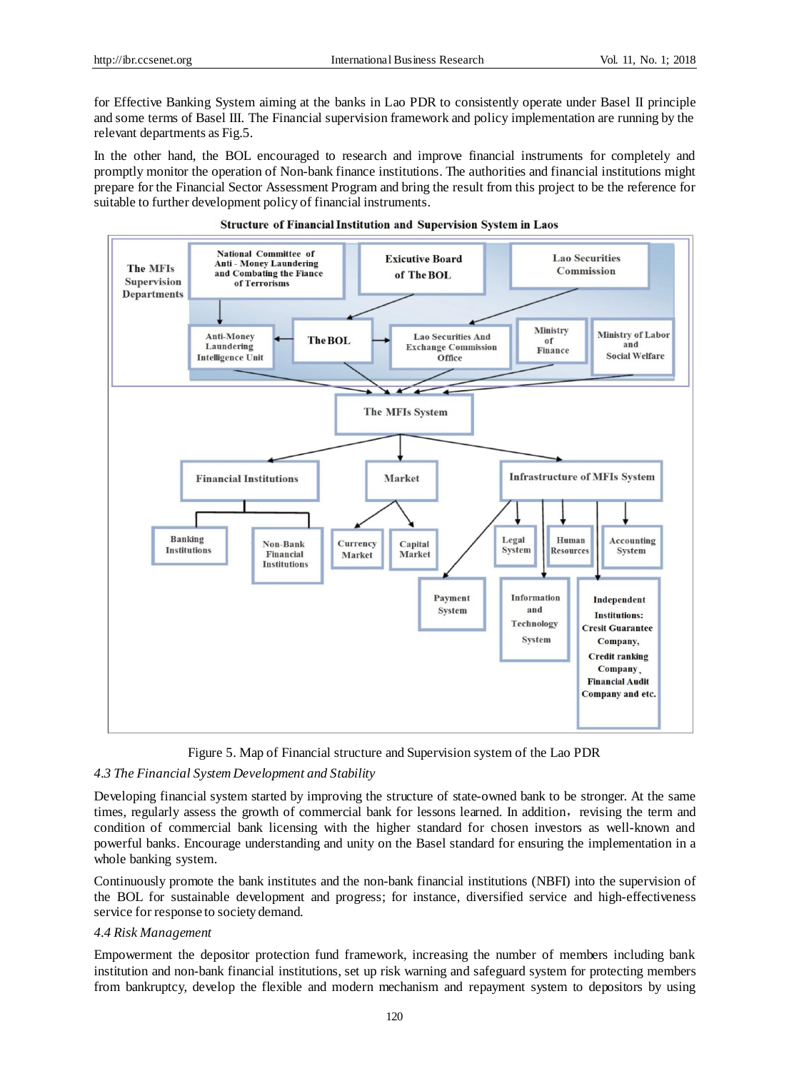for Effective Banking System aiming at the banks in Lao PDR to consistently operate under Basel II principle and some terms of Basel III. The Financial supervision framework and policy implementation are running by the relevant departments as Fig.5.

In the other hand, the BOL encouraged to research and improve financial instruments for completely and promptly monitor the operation of Non-bank finance institutions. The authorities and financial institutions might prepare for the Financial Sector Assessment Program and bring the result from this project to be the reference for suitable to further development policy of financial instruments.

**Structure of Financial Institution and Supervision System in Laos**

The MFIs Supervision Departments

National Committee of Anti - Money Laundering and Combating the Fiance of Terrorisms

Exicutive Board of The BOL

Lao Securities Commission

Anti-Money Laundering Intelligence Unit

The BOL

Lao Securities And Exchange Commission Office

Ministry of Finance

Ministry of Labor and Social Welfare

The MFIs System

Financial Institutions

Market

Infrastructure of MFIs System

Banking Institutions

Non-Bank Financial Institutions

Currency Market

Capital Market

Legal System

Human Resources

Accounting System

Payment System

Information and Technology System

Independent Institutions: Cresit Guarantee Company, Credit ranking Company, Financial Audit Company and etc.

Figure 5. Map of Financial structure and Supervision system of the Lao PDR

*4.3 The Financial System Development and Stability*

Developing financial system started by improving the structure of state-owned bank to be stronger. At the same times, regularly assess the growth of commercial bank for lessons learned. In addition, revising the term and condition of commercial bank licensing with the higher standard for chosen investors as well-known and powerful banks. Encourage understanding and unity on the Basel standard for ensuring the implementation in a whole banking system.

Continuously promote the bank institutes and the non-bank financial institutions (NBFI) into the supervision of the BOL for sustainable development and progress; for instance, diversified service and high-effectiveness service for response to society demand.

*4.4 Risk Management*

Empowerment the depositor protection fund framework, increasing the number of members including bank institution and non-bank financial institutions, set up risk warning and safeguard system for protecting members from bankruptcy, develop the flexible and modern mechanism and repayment system to depositors by using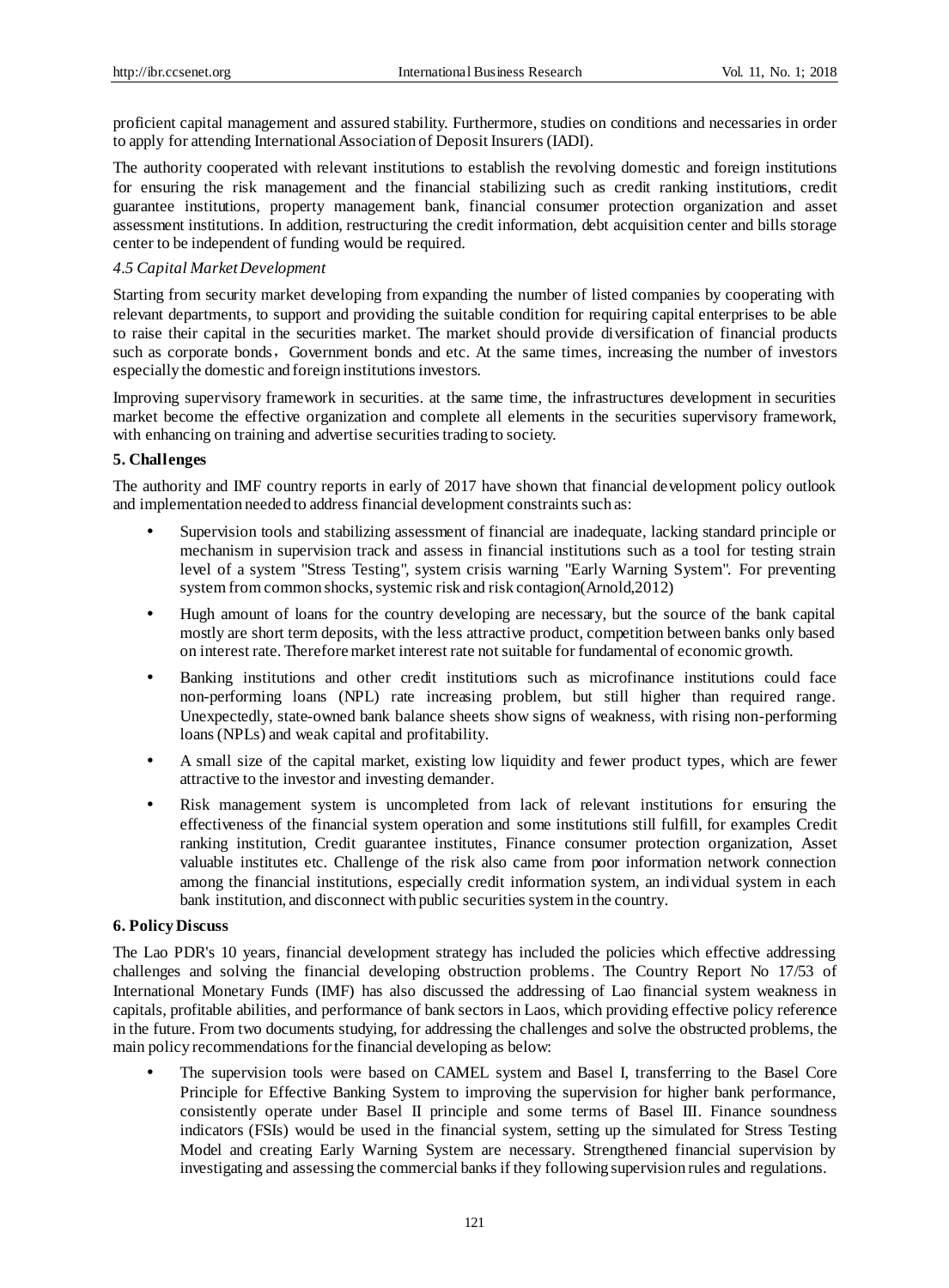proficient capital management and assured stability. Furthermore, studies on conditions and necessaries in order to apply for attending International Association of Deposit Insurers (IADI).

The authority cooperated with relevant institutions to establish the revolving domestic and foreign institutions for ensuring the risk management and the financial stabilizing such as credit ranking institutions, credit guarantee institutions, property management bank, financial consumer protection organization and asset assessment institutions. In addition, restructuring the credit information, debt acquisition center and bills storage center to be independent of funding would be required.

### *4.5 Capital Market Development*

Starting from security market developing from expanding the number of listed companies by cooperating with relevant departments, to support and providing the suitable condition for requiring capital enterprises to be able to raise their capital in the securities market. The market should provide diversification of financial products such as corporate bonds，Government bonds and etc. At the same times, increasing the number of investors especially the domestic and foreign institutions investors.

Improving supervisory framework in securities. at the same time, the infrastructures development in securities market become the effective organization and complete all elements in the securities supervisory framework, with enhancing on training and advertise securities trading to society.

## 5. Challenges

The authority and IMF country reports in early of 2017 have shown that financial development policy outlook and implementation needed to address financial development constraints such as:

- Supervision tools and stabilizing assessment of financial are inadequate, lacking standard principle or mechanism in supervision track and assess in financial institutions such as a tool for testing strain level of a system "Stress Testing", system crisis warning "Early Warning System". For preventing system from common shocks, systemic risk and risk contagion(Arnold,2012)
- Hugh amount of loans for the country developing are necessary, but the source of the bank capital mostly are short term deposits, with the less attractive product, competition between banks only based on interest rate. Therefore market interest rate not suitable for fundamental of economic growth.
- Banking institutions and other credit institutions such as microfinance institutions could face non-performing loans (NPL) rate increasing problem, but still higher than required range. Unexpectedly, state-owned bank balance sheets show signs of weakness, with rising non-performing loans (NPLs) and weak capital and profitability.
- A small size of the capital market, existing low liquidity and fewer product types, which are fewer attractive to the investor and investing demander.
- Risk management system is uncompleted from lack of relevant institutions for ensuring the effectiveness of the financial system operation and some institutions still fulfill, for examples Credit ranking institution, Credit guarantee institutes, Finance consumer protection organization, Asset valuable institutes etc. Challenge of the risk also came from poor information network connection among the financial institutions, especially credit information system, an individual system in each bank institution, and disconnect with public securities system in the country.

## 6. Policy Discuss

The Lao PDR's 10 years, financial development strategy has included the policies which effective addressing challenges and solving the financial developing obstruction problems. The Country Report No 17/53 of International Monetary Funds (IMF) has also discussed the addressing of Lao financial system weakness in capitals, profitable abilities, and performance of bank sectors in Laos, which providing effective policy reference in the future. From two documents studying, for addressing the challenges and solve the obstructed problems, the main policy recommendations for the financial developing as below:

- The supervision tools were based on CAMEL system and Basel I, transferring to the Basel Core Principle for Effective Banking System to improving the supervision for higher bank performance, consistently operate under Basel II principle and some terms of Basel III. Finance soundness indicators (FSIs) would be used in the financial system, setting up the simulated for Stress Testing Model and creating Early Warning System are necessary. Strengthened financial supervision by investigating and assessing the commercial banks if they following supervision rules and regulations.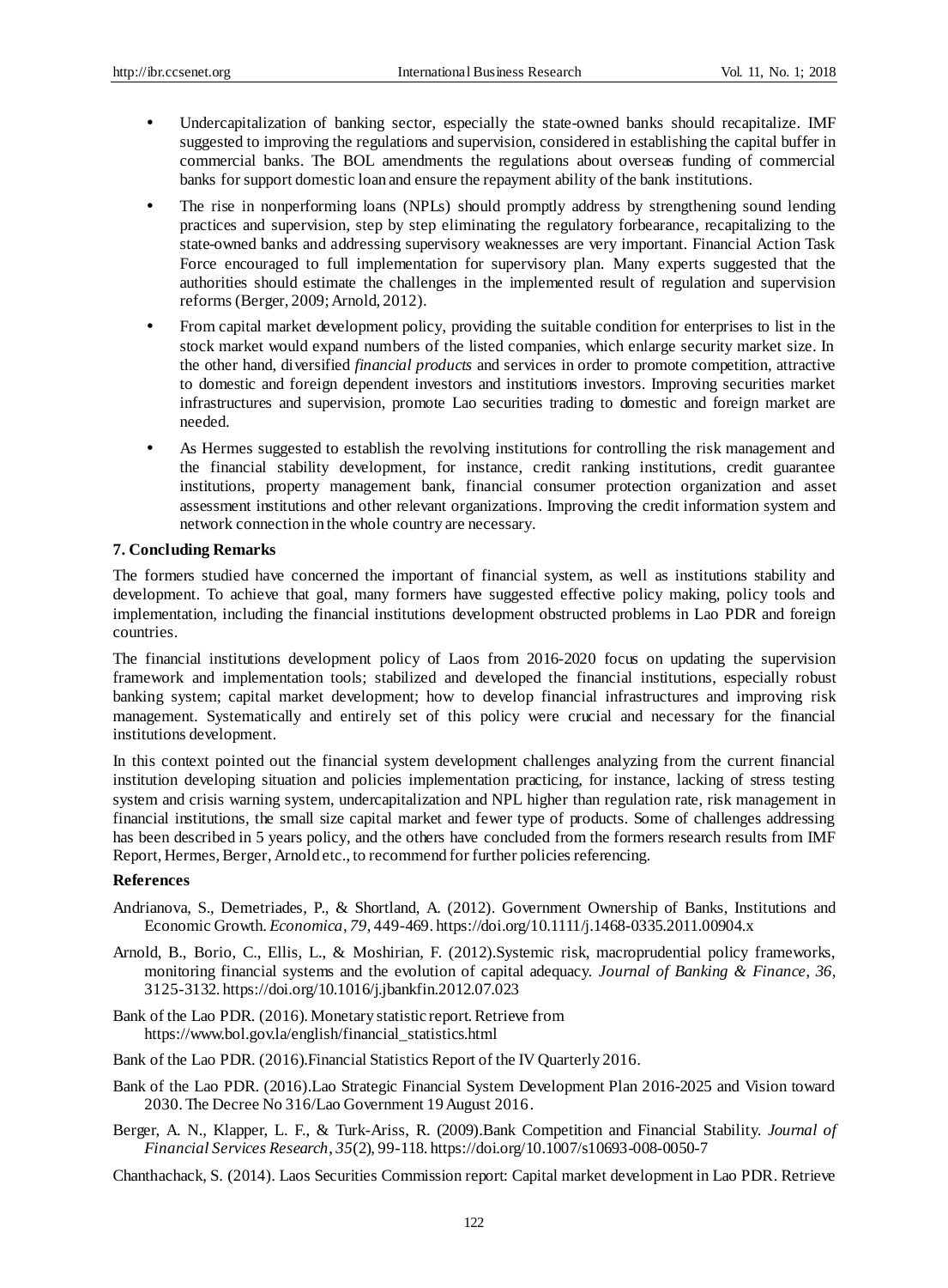- Undercapitalization of banking sector, especially the state-owned banks should recapitalize. IMF suggested to improving the regulations and supervision, considered in establishing the capital buffer in commercial banks. The BOL amendments the regulations about overseas funding of commercial banks for support domestic loan and ensure the repayment ability of the bank institutions.
- The rise in nonperforming loans (NPLs) should promptly address by strengthening sound lending practices and supervision, step by step eliminating the regulatory forbearance, recapitalizing to the state-owned banks and addressing supervisory weaknesses are very important. Financial Action Task Force encouraged to full implementation for supervisory plan. Many experts suggested that the authorities should estimate the challenges in the implemented result of regulation and supervision reforms (Berger, 2009; Arnold, 2012).
- From capital market development policy, providing the suitable condition for enterprises to list in the stock market would expand numbers of the listed companies, which enlarge security market size. In the other hand, diversified *financial products* and services in order to promote competition, attractive to domestic and foreign dependent investors and institutions investors. Improving securities market infrastructures and supervision, promote Lao securities trading to domestic and foreign market are needed.
- As Hermes suggested to establish the revolving institutions for controlling the risk management and the financial stability development, for instance, credit ranking institutions, credit guarantee institutions, property management bank, financial consumer protection organization and asset assessment institutions and other relevant organizations. Improving the credit information system and network connection in the whole country are necessary.

## 7. Concluding Remarks

The formers studied have concerned the important of financial system, as well as institutions stability and development. To achieve that goal, many formers have suggested effective policy making, policy tools and implementation, including the financial institutions development obstructed problems in Lao PDR and foreign countries.

The financial institutions development policy of Laos from 2016-2020 focus on updating the supervision framework and implementation tools; stabilized and developed the financial institutions, especially robust banking system; capital market development; how to develop financial infrastructures and improving risk management. Systematically and entirely set of this policy were crucial and necessary for the financial institutions development.

In this context pointed out the financial system development challenges analyzing from the current financial institution developing situation and policies implementation practicing, for instance, lacking of stress testing system and crisis warning system, undercapitalization and NPL higher than regulation rate, risk management in financial institutions, the small size capital market and fewer type of products. Some of challenges addressing has been described in 5 years policy, and the others have concluded from the formers research results from IMF Report, Hermes, Berger, Arnold etc., to recommend for further policies referencing.

## References

Andrianova, S., Demetriades, P., & Shortland, A. (2012). Government Ownership of Banks, Institutions and Economic Growth. *Economica*, *79*, 449-469. https://doi.org/10.1111/j.1468-0335.2011.00904.x

Arnold, B., Borio, C., Ellis, L., & Moshirian, F. (2012).Systemic risk, macroprudential policy frameworks, monitoring financial systems and the evolution of capital adequacy. *Journal of Banking & Finance, 36*, 3125-3132. https://doi.org/10.1016/j.jbankfin.2012.07.023

Bank of the Lao PDR. (2016). Monetary statistic report. Retrieve from https://www.bol.gov.la/english/financial_statistics.html

Bank of the Lao PDR. (2016).Financial Statistics Report of the IV Quarterly 2016.

Bank of the Lao PDR. (2016).Lao Strategic Financial System Development Plan 2016-2025 and Vision toward 2030. The Decree No 316/Lao Government 19 August 2016.

Berger, A. N., Klapper, L. F., & Turk-Ariss, R. (2009).Bank Competition and Financial Stability. *Journal of Financial Services Research*, *35*(2), 99-118. https://doi.org/10.1007/s10693-008-0050-7

Chanthachack, S. (2014). Laos Securities Commission report: Capital market development in Lao PDR. Retrieve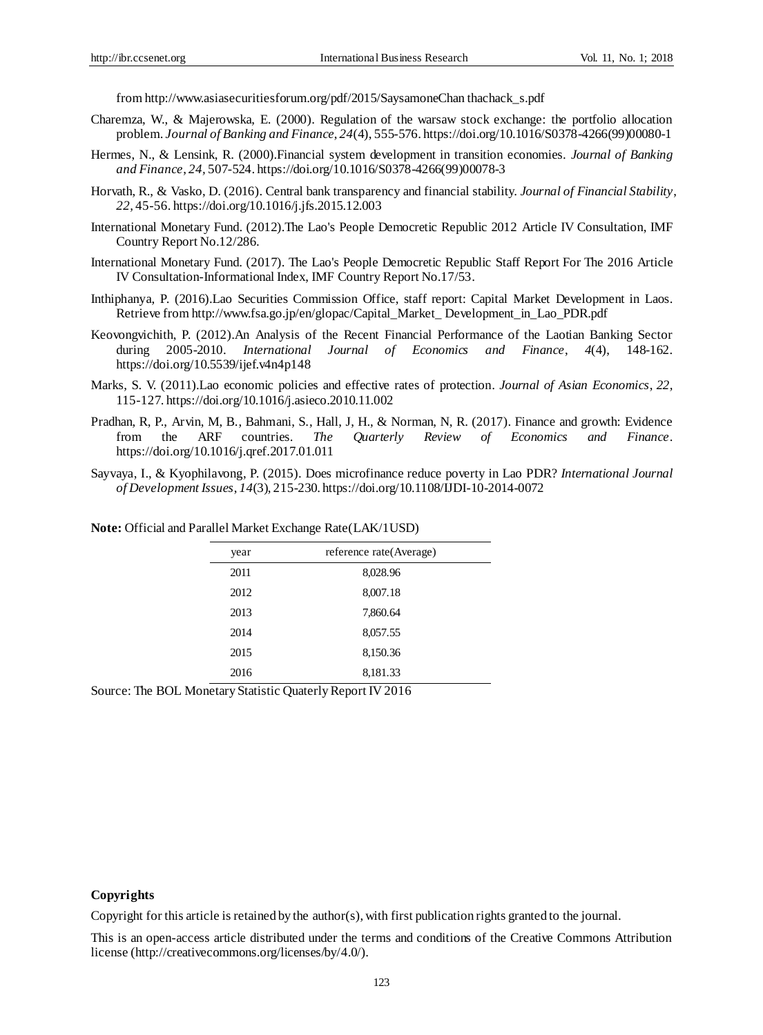from http://www.asiasecuritiesforum.org/pdf/2015/SaysamoneChan thachack_s.pdf

Charemza, W., & Majerowska, E. (2000). Regulation of the warsaw stock exchange: the portfolio allocation problem. *Journal of Banking and Finance, 24*(4), 555-576. https://doi.org/10.1016/S0378-4266(99)00080-1

Hermes, N., & Lensink, R. (2000).Financial system development in transition economies. *Journal of Banking and Finance*, *24*, 507-524. https://doi.org/10.1016/S0378-4266(99)00078-3

Horvath, R., & Vasko, D. (2016). Central bank transparency and financial stability. *Journal of Financial Stability*, *22*, 45-56. https://doi.org/10.1016/j.jfs.2015.12.003

International Monetary Fund. (2012).The Lao's People Democretic Republic 2012 Article IV Consultation, IMF Country Report No.12/286.

International Monetary Fund. (2017). The Lao's People Democretic Republic Staff Report For The 2016 Article IV Consultation-Informational Index, IMF Country Report No.17/53.

Inthiphanya, P. (2016).Lao Securities Commission Office, staff report: Capital Market Development in Laos. Retrieve from http://www.fsa.go.jp/en/glopac/Capital_Market_ Development_in_Lao_PDR.pdf

Keovongvichith, P. (2012).An Analysis of the Recent Financial Performance of the Laotian Banking Sector during 2005-2010. *International Journal of Economics and Finance*, *4*(4), 148-162. https://doi.org/10.5539/ijef.v4n4p148

Marks, S. V. (2011).Lao economic policies and effective rates of protection. *Journal of Asian Economics*, *22*, 115-127. https://doi.org/10.1016/j.asieco.2010.11.002

Pradhan, R, P., Arvin, M, B., Bahmani, S., Hall, J, H., & Norman, N, R. (2017). Finance and growth: Evidence from the ARF countries. *The Quarterly Review of Economics and Finance*. https://doi.org/10.1016/j.qref.2017.01.011

Sayvaya, I., & Kyophilavong, P. (2015). Does microfinance reduce poverty in Lao PDR? *International Journal of Development Issues*, *14*(3), 215-230. https://doi.org/10.1108/IJDI-10-2014-0072

**Note:** Official and Parallel Market Exchange Rate(LAK/1USD)

| year | reference rate(Average) |
|---|---|
| 2011 | 8,028.96 |
| 2012 | 8,007.18 |
| 2013 | 7,860.64 |
| 2014 | 8,057.55 |
| 2015 | 8,150.36 |
| 2016 | 8,181.33 |

Source: The BOL Monetary Statistic Quaterly Report IV 2016

**Copyrights**

Copyright for this article is retained by the author(s), with first publication rights granted to the journal.

This is an open-access article distributed under the terms and conditions of the Creative Commons Attribution license (http://creativecommons.org/licenses/by/4.0/).